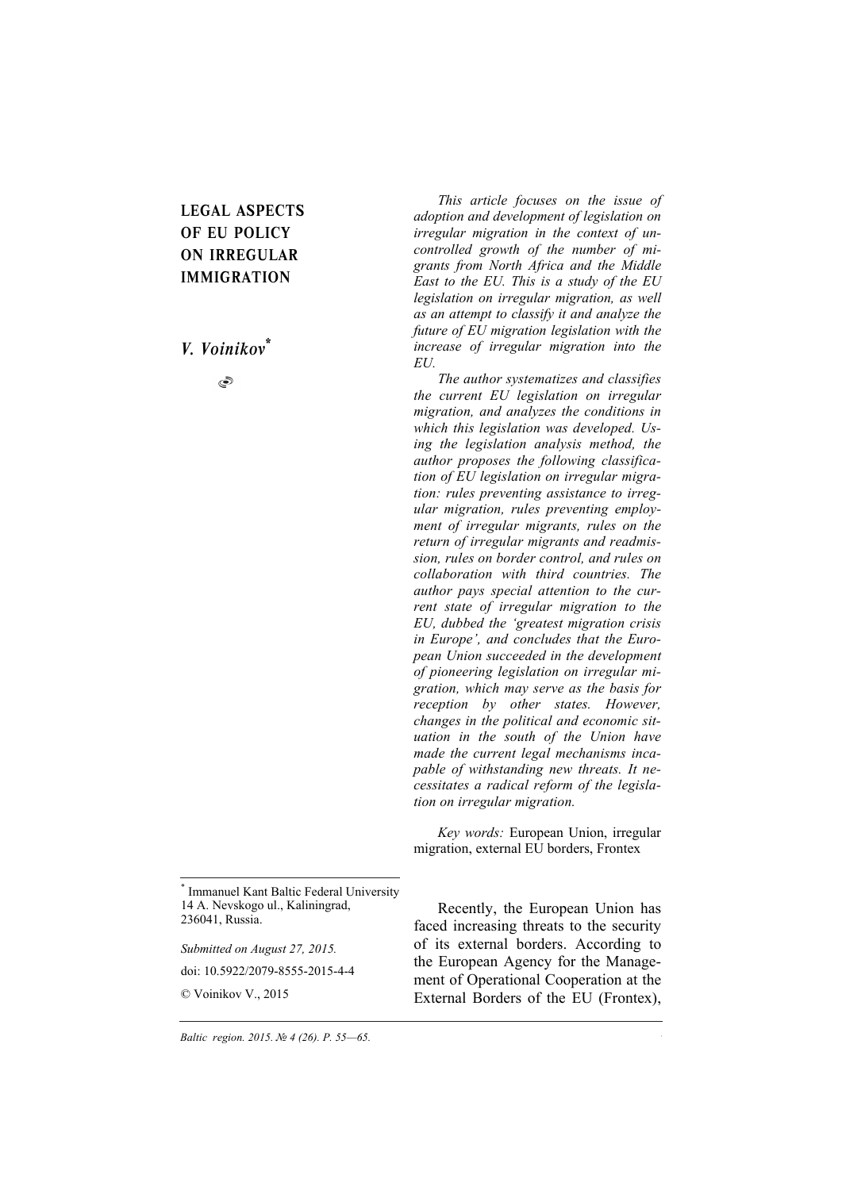# LEGAL ASPECTS OF EU POLICY ON IRREGULAR IMMIGRATION

*V. Voinikov*[*]

*This article focuses on the issue of adoption and development of legislation on irregular migration in the context of uncontrolled growth of the number of migrants from North Africa and the Middle East to the EU. This is a study of the EU legislation on irregular migration, as well as an attempt to classify it and analyze the future of EU migration legislation with the increase of irregular migration into the EU.*

*The author systematizes and classifies the current EU legislation on irregular migration, and analyzes the conditions in which this legislation was developed. Using the legislation analysis method, the author proposes the following classification of EU legislation on irregular migration: rules preventing assistance to irregular migration, rules preventing employment of irregular migrants, rules on the return of irregular migrants and readmission, rules on border control, and rules on collaboration with third countries. The author pays special attention to the current state of irregular migration to the EU, dubbed the 'greatest migration crisis in Europe', and concludes that the European Union succeeded in the development of pioneering legislation on irregular migration, which may serve as the basis for reception by other states. However, changes in the political and economic situation in the south of the Union have made the current legal mechanisms incapable of withstanding new threats. It necessitates a radical reform of the legislation on irregular migration.*

*Key words:* European Union, irregular migration, external EU borders, Frontex

[*] Immanuel Kant Baltic Federal University
14 A. Nevskogo ul., Kaliningrad, 236041, Russia.

*Submitted on August 27, 2015.*

doi: 10.5922/2079-8555-2015-4-4

© Voinikov V., 2015

Recently, the European Union has faced increasing threats to the security of its external borders. According to the European Agency for the Management of Operational Cooperation at the External Borders of the EU (Frontex),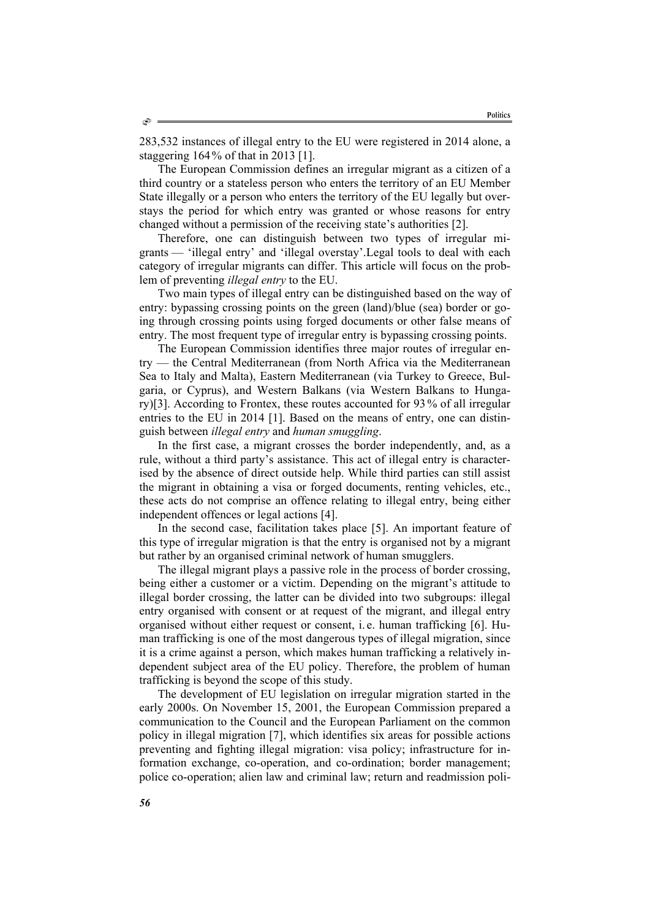283,532 instances of illegal entry to the EU were registered in 2014 alone, a staggering 164 % of that in 2013 [1].

The European Commission defines an irregular migrant as a citizen of a third country or a stateless person who enters the territory of an EU Member State illegally or a person who enters the territory of the EU legally but overstays the period for which entry was granted or whose reasons for entry changed without a permission of the receiving state's authorities [2].

Therefore, one can distinguish between two types of irregular migrants — 'illegal entry' and 'illegal overstay'.Legal tools to deal with each category of irregular migrants can differ. This article will focus on the problem of preventing *illegal entry* to the EU.

Two main types of illegal entry can be distinguished based on the way of entry: bypassing crossing points on the green (land)/blue (sea) border or going through crossing points using forged documents or other false means of entry. The most frequent type of irregular entry is bypassing crossing points.

The European Commission identifies three major routes of irregular entry — the Central Mediterranean (from North Africa via the Mediterranean Sea to Italy and Malta), Eastern Mediterranean (via Turkey to Greece, Bulgaria, or Cyprus), and Western Balkans (via Western Balkans to Hungary)[3]. According to Frontex, these routes accounted for 93 % of all irregular entries to the EU in 2014 [1]. Based on the means of entry, one can distinguish between *illegal entry* and *human smuggling*.

In the first case, a migrant crosses the border independently, and, as a rule, without a third party's assistance. This act of illegal entry is characterised by the absence of direct outside help. While third parties can still assist the migrant in obtaining a visa or forged documents, renting vehicles, etc., these acts do not comprise an offence relating to illegal entry, being either independent offences or legal actions [4].

In the second case, facilitation takes place [5]. An important feature of this type of irregular migration is that the entry is organised not by a migrant but rather by an organised criminal network of human smugglers.

The illegal migrant plays a passive role in the process of border crossing, being either a customer or a victim. Depending on the migrant's attitude to illegal border crossing, the latter can be divided into two subgroups: illegal entry organised with consent or at request of the migrant, and illegal entry organised without either request or consent, i. e. human trafficking [6]. Human trafficking is one of the most dangerous types of illegal migration, since it is a crime against a person, which makes human trafficking a relatively independent subject area of the EU policy. Therefore, the problem of human trafficking is beyond the scope of this study.

The development of EU legislation on irregular migration started in the early 2000s. On November 15, 2001, the European Commission prepared a communication to the Council and the European Parliament on the common policy in illegal migration [7], which identifies six areas for possible actions preventing and fighting illegal migration: visa policy; infrastructure for information exchange, co-operation, and co-ordination; border management; police co-operation; alien law and criminal law; return and readmission poli-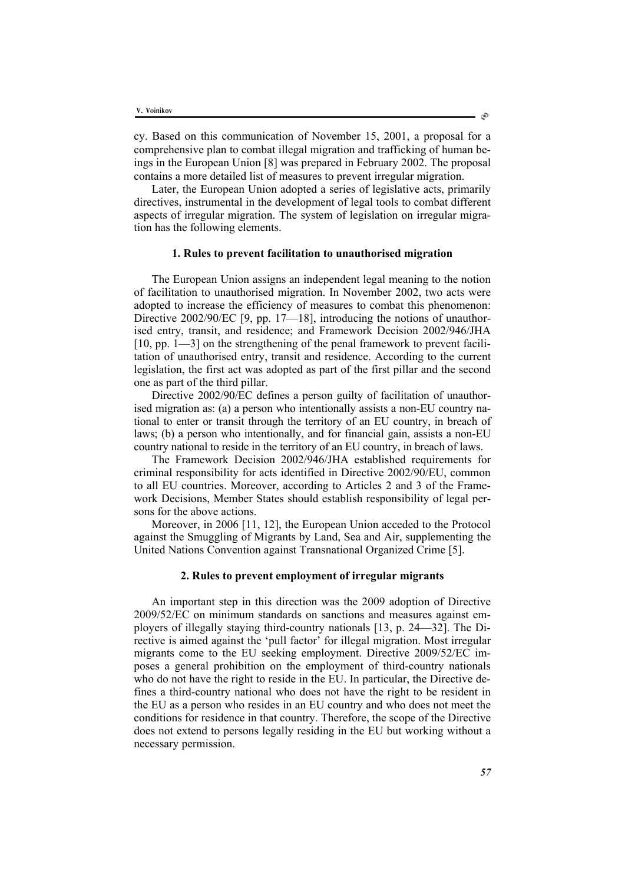cy. Based on this communication of November 15, 2001, a proposal for a comprehensive plan to combat illegal migration and trafficking of human beings in the European Union [8] was prepared in February 2002. The proposal contains a more detailed list of measures to prevent irregular migration.

Later, the European Union adopted a series of legislative acts, primarily directives, instrumental in the development of legal tools to combat different aspects of irregular migration. The system of legislation on irregular migration has the following elements.

### 1. Rules to prevent facilitation to unauthorised migration

The European Union assigns an independent legal meaning to the notion of facilitation to unauthorised migration. In November 2002, two acts were adopted to increase the efficiency of measures to combat this phenomenon: Directive 2002/90/EC [9, pp. 17—18], introducing the notions of unauthorised entry, transit, and residence; and Framework Decision 2002/946/JHA [10, pp. 1—3] on the strengthening of the penal framework to prevent facilitation of unauthorised entry, transit and residence. According to the current legislation, the first act was adopted as part of the first pillar and the second one as part of the third pillar.

Directive 2002/90/EC defines a person guilty of facilitation of unauthorised migration as: (a) a person who intentionally assists a non-EU country national to enter or transit through the territory of an EU country, in breach of laws; (b) a person who intentionally, and for financial gain, assists a non-EU country national to reside in the territory of an EU country, in breach of laws.

The Framework Decision 2002/946/JHA established requirements for criminal responsibility for acts identified in Directive 2002/90/EU, common to all EU countries. Moreover, according to Articles 2 and 3 of the Framework Decisions, Member States should establish responsibility of legal persons for the above actions.

Moreover, in 2006 [11, 12], the European Union acceded to the Protocol against the Smuggling of Migrants by Land, Sea and Air, supplementing the United Nations Convention against Transnational Organized Crime [5].

### 2. Rules to prevent employment of irregular migrants

An important step in this direction was the 2009 adoption of Directive 2009/52/EC on minimum standards on sanctions and measures against employers of illegally staying third-country nationals [13, p. 24—32]. The Directive is aimed against the 'pull factor' for illegal migration. Most irregular migrants come to the EU seeking employment. Directive 2009/52/EC imposes a general prohibition on the employment of third-country nationals who do not have the right to reside in the EU. In particular, the Directive defines a third-country national who does not have the right to be resident in the EU as a person who resides in an EU country and who does not meet the conditions for residence in that country. Therefore, the scope of the Directive does not extend to persons legally residing in the EU but working without a necessary permission.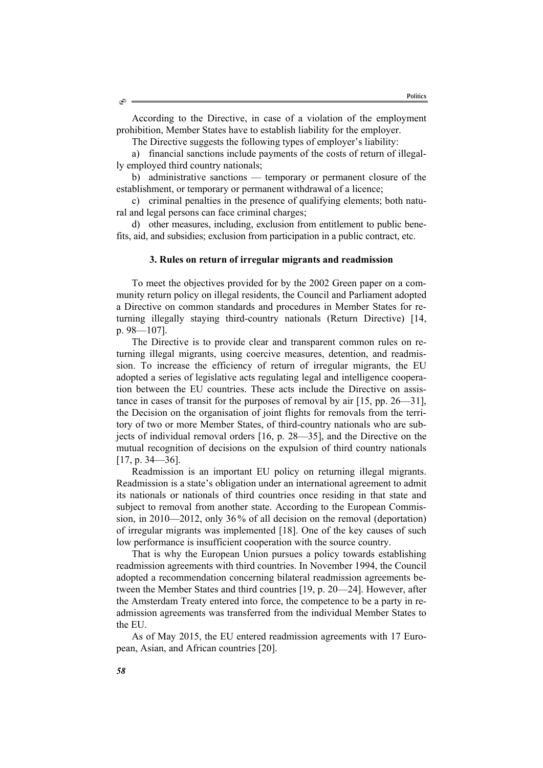According to the Directive, in case of a violation of the employment prohibition, Member States have to establish liability for the employer.

The Directive suggests the following types of employer's liability:

a) financial sanctions include payments of the costs of return of illegally employed third country nationals;

b) administrative sanctions — temporary or permanent closure of the establishment, or temporary or permanent withdrawal of a licence;

c) criminal penalties in the presence of qualifying elements; both natural and legal persons can face criminal charges;

d) other measures, including, exclusion from entitlement to public benefits, aid, and subsidies; exclusion from participation in a public contract, etc.

### 3. Rules on return of irregular migrants and readmission

To meet the objectives provided for by the 2002 Green paper on a community return policy on illegal residents, the Council and Parliament adopted a Directive on common standards and procedures in Member States for returning illegally staying third-country nationals (Return Directive) [14, p. 98—107].

The Directive is to provide clear and transparent common rules on returning illegal migrants, using coercive measures, detention, and readmission. To increase the efficiency of return of irregular migrants, the EU adopted a series of legislative acts regulating legal and intelligence cooperation between the EU countries. These acts include the Directive on assistance in cases of transit for the purposes of removal by air [15, pp. 26—31], the Decision on the organisation of joint flights for removals from the territory of two or more Member States, of third-country nationals who are subjects of individual removal orders [16, p. 28—35], and the Directive on the mutual recognition of decisions on the expulsion of third country nationals [17, p. 34—36].

Readmission is an important EU policy on returning illegal migrants. Readmission is a state's obligation under an international agreement to admit its nationals or nationals of third countries once residing in that state and subject to removal from another state. According to the European Commission, in 2010—2012, only 36% of all decision on the removal (deportation) of irregular migrants was implemented [18]. One of the key causes of such low performance is insufficient cooperation with the source country.

That is why the European Union pursues a policy towards establishing readmission agreements with third countries. In November 1994, the Council adopted a recommendation concerning bilateral readmission agreements between the Member States and third countries [19, p. 20—24]. However, after the Amsterdam Treaty entered into force, the competence to be a party in readmission agreements was transferred from the individual Member States to the EU.

As of May 2015, the EU entered readmission agreements with 17 European, Asian, and African countries [20].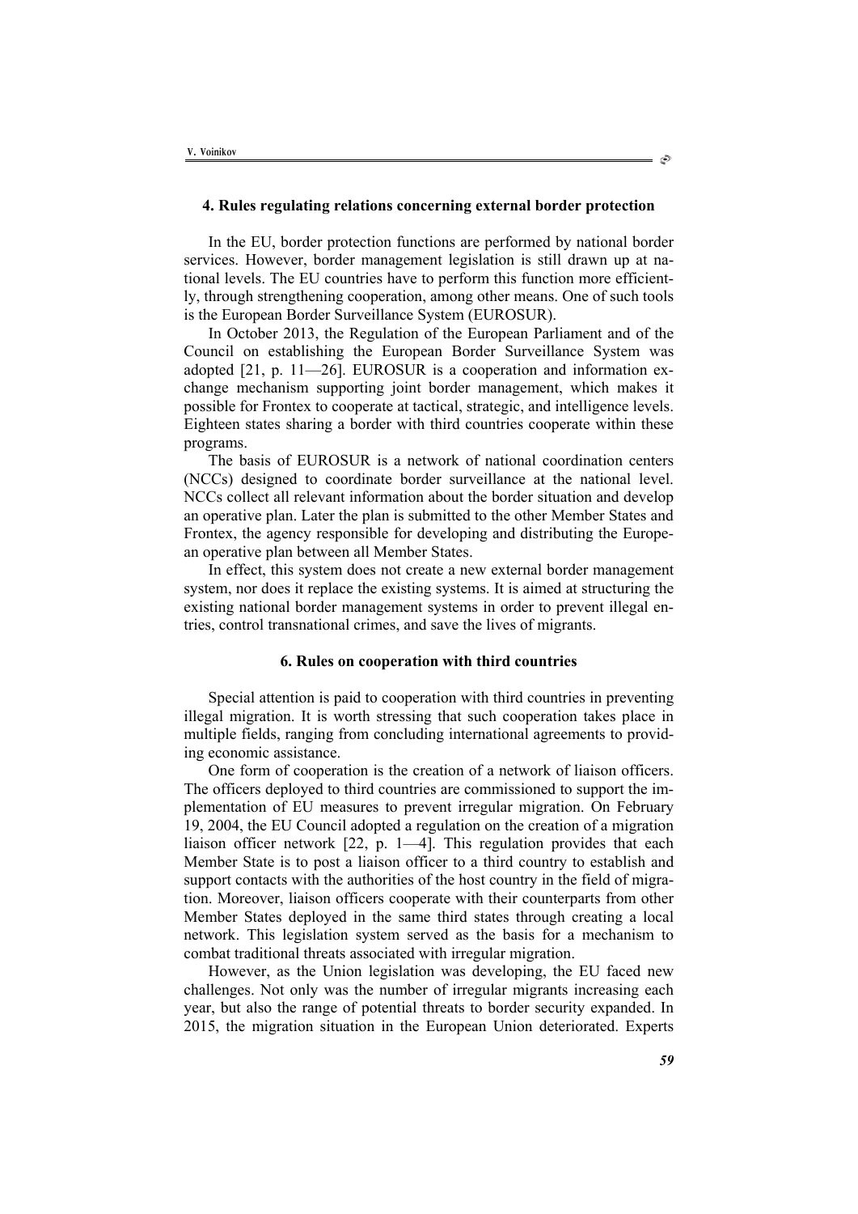### 4. Rules regulating relations concerning external border protection

In the EU, border protection functions are performed by national border services. However, border management legislation is still drawn up at national levels. The EU countries have to perform this function more efficiently, through strengthening cooperation, among other means. One of such tools is the European Border Surveillance System (EUROSUR).

In October 2013, the Regulation of the European Parliament and of the Council on establishing the European Border Surveillance System was adopted [21, p. 11—26]. EUROSUR is a cooperation and information exchange mechanism supporting joint border management, which makes it possible for Frontex to cooperate at tactical, strategic, and intelligence levels. Eighteen states sharing a border with third countries cooperate within these programs.

The basis of EUROSUR is a network of national coordination centers (NCCs) designed to coordinate border surveillance at the national level. NCCs collect all relevant information about the border situation and develop an operative plan. Later the plan is submitted to the other Member States and Frontex, the agency responsible for developing and distributing the European operative plan between all Member States.

In effect, this system does not create a new external border management system, nor does it replace the existing systems. It is aimed at structuring the existing national border management systems in order to prevent illegal entries, control transnational crimes, and save the lives of migrants.

### 6. Rules on cooperation with third countries

Special attention is paid to cooperation with third countries in preventing illegal migration. It is worth stressing that such cooperation takes place in multiple fields, ranging from concluding international agreements to providing economic assistance.

One form of cooperation is the creation of a network of liaison officers. The officers deployed to third countries are commissioned to support the implementation of EU measures to prevent irregular migration. On February 19, 2004, the EU Council adopted a regulation on the creation of a migration liaison officer network [22, p. 1—4]. This regulation provides that each Member State is to post a liaison officer to a third country to establish and support contacts with the authorities of the host country in the field of migration. Moreover, liaison officers cooperate with their counterparts from other Member States deployed in the same third states through creating a local network. This legislation system served as the basis for a mechanism to combat traditional threats associated with irregular migration.

However, as the Union legislation was developing, the EU faced new challenges. Not only was the number of irregular migrants increasing each year, but also the range of potential threats to border security expanded. In 2015, the migration situation in the European Union deteriorated. Experts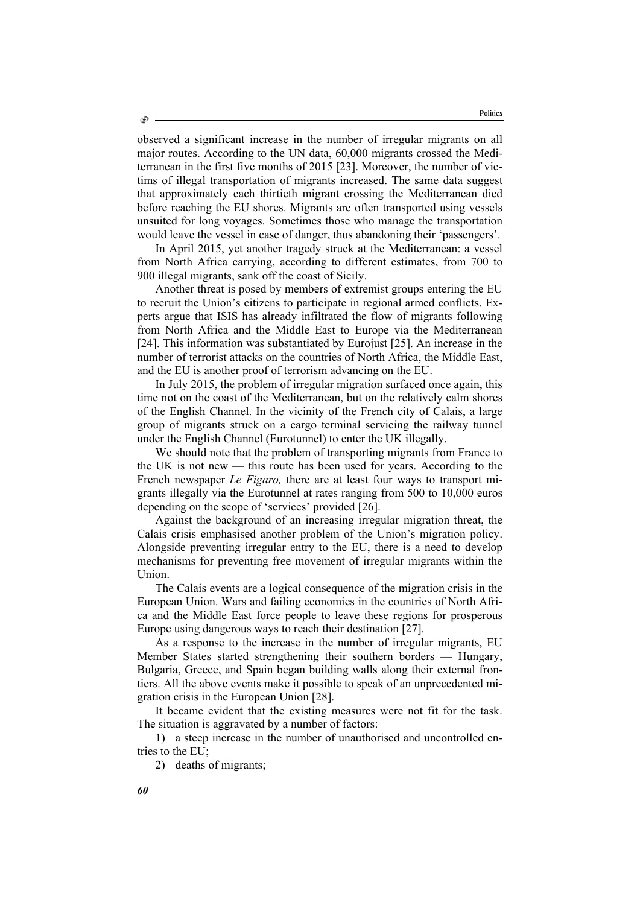observed a significant increase in the number of irregular migrants on all major routes. According to the UN data, 60,000 migrants crossed the Mediterranean in the first five months of 2015 [23]. Moreover, the number of victims of illegal transportation of migrants increased. The same data suggest that approximately each thirtieth migrant crossing the Mediterranean died before reaching the EU shores. Migrants are often transported using vessels unsuited for long voyages. Sometimes those who manage the transportation would leave the vessel in case of danger, thus abandoning their 'passengers'.

In April 2015, yet another tragedy struck at the Mediterranean: a vessel from North Africa carrying, according to different estimates, from 700 to 900 illegal migrants, sank off the coast of Sicily.

Another threat is posed by members of extremist groups entering the EU to recruit the Union's citizens to participate in regional armed conflicts. Experts argue that ISIS has already infiltrated the flow of migrants following from North Africa and the Middle East to Europe via the Mediterranean [24]. This information was substantiated by Eurojust [25]. An increase in the number of terrorist attacks on the countries of North Africa, the Middle East, and the EU is another proof of terrorism advancing on the EU.

In July 2015, the problem of irregular migration surfaced once again, this time not on the coast of the Mediterranean, but on the relatively calm shores of the English Channel. In the vicinity of the French city of Calais, a large group of migrants struck on a cargo terminal servicing the railway tunnel under the English Channel (Eurotunnel) to enter the UK illegally.

We should note that the problem of transporting migrants from France to the UK is not new — this route has been used for years. According to the French newspaper *Le Figaro,* there are at least four ways to transport migrants illegally via the Eurotunnel at rates ranging from 500 to 10,000 euros depending on the scope of 'services' provided [26].

Against the background of an increasing irregular migration threat, the Calais crisis emphasised another problem of the Union's migration policy. Alongside preventing irregular entry to the EU, there is a need to develop mechanisms for preventing free movement of irregular migrants within the Union.

The Calais events are a logical consequence of the migration crisis in the European Union. Wars and failing economies in the countries of North Africa and the Middle East force people to leave these regions for prosperous Europe using dangerous ways to reach their destination [27].

As a response to the increase in the number of irregular migrants, EU Member States started strengthening their southern borders — Hungary, Bulgaria, Greece, and Spain began building walls along their external frontiers. All the above events make it possible to speak of an unprecedented migration crisis in the European Union [28].

It became evident that the existing measures were not fit for the task. The situation is aggravated by a number of factors:

1) a steep increase in the number of unauthorised and uncontrolled entries to the EU;

2) deaths of migrants;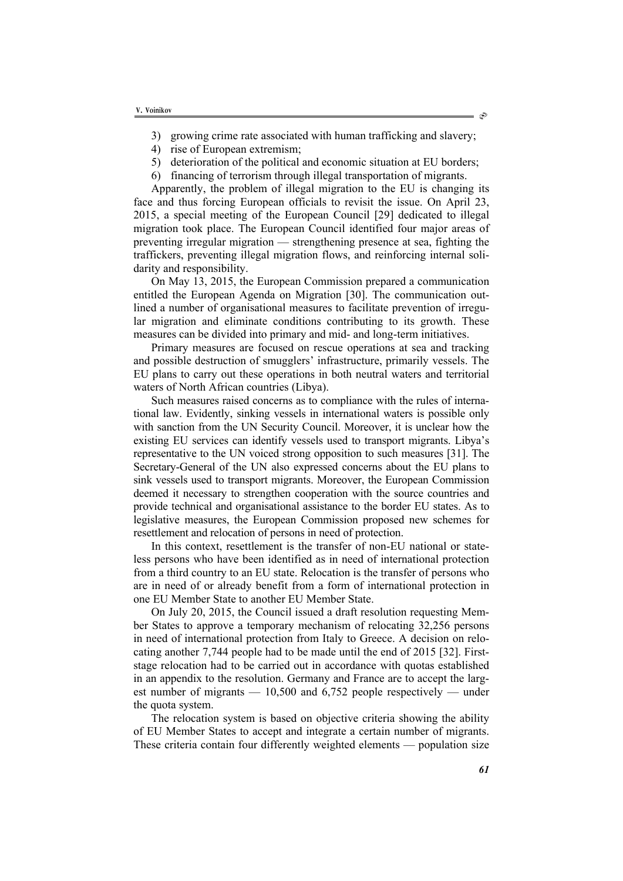3) growing crime rate associated with human trafficking and slavery;
4) rise of European extremism;
5) deterioration of the political and economic situation at EU borders;
6) financing of terrorism through illegal transportation of migrants.

Apparently, the problem of illegal migration to the EU is changing its face and thus forcing European officials to revisit the issue. On April 23, 2015, a special meeting of the European Council [29] dedicated to illegal migration took place. The European Council identified four major areas of preventing irregular migration — strengthening presence at sea, fighting the traffickers, preventing illegal migration flows, and reinforcing internal solidarity and responsibility.

On May 13, 2015, the European Commission prepared a communication entitled the European Agenda on Migration [30]. The communication outlined a number of organisational measures to facilitate prevention of irregular migration and eliminate conditions contributing to its growth. These measures can be divided into primary and mid- and long-term initiatives.

Primary measures are focused on rescue operations at sea and tracking and possible destruction of smugglers' infrastructure, primarily vessels. The EU plans to carry out these operations in both neutral waters and territorial waters of North African countries (Libya).

Such measures raised concerns as to compliance with the rules of international law. Evidently, sinking vessels in international waters is possible only with sanction from the UN Security Council. Moreover, it is unclear how the existing EU services can identify vessels used to transport migrants. Libya's representative to the UN voiced strong opposition to such measures [31]. The Secretary-General of the UN also expressed concerns about the EU plans to sink vessels used to transport migrants. Moreover, the European Commission deemed it necessary to strengthen cooperation with the source countries and provide technical and organisational assistance to the border EU states. As to legislative measures, the European Commission proposed new schemes for resettlement and relocation of persons in need of protection.

In this context, resettlement is the transfer of non-EU national or stateless persons who have been identified as in need of international protection from a third country to an EU state. Relocation is the transfer of persons who are in need of or already benefit from a form of international protection in one EU Member State to another EU Member State.

On July 20, 2015, the Council issued a draft resolution requesting Member States to approve a temporary mechanism of relocating 32,256 persons in need of international protection from Italy to Greece. A decision on relocating another 7,744 people had to be made until the end of 2015 [32]. First-stage relocation had to be carried out in accordance with quotas established in an appendix to the resolution. Germany and France are to accept the largest number of migrants — 10,500 and 6,752 people respectively — under the quota system.

The relocation system is based on objective criteria showing the ability of EU Member States to accept and integrate a certain number of migrants. These criteria contain four differently weighted elements — population size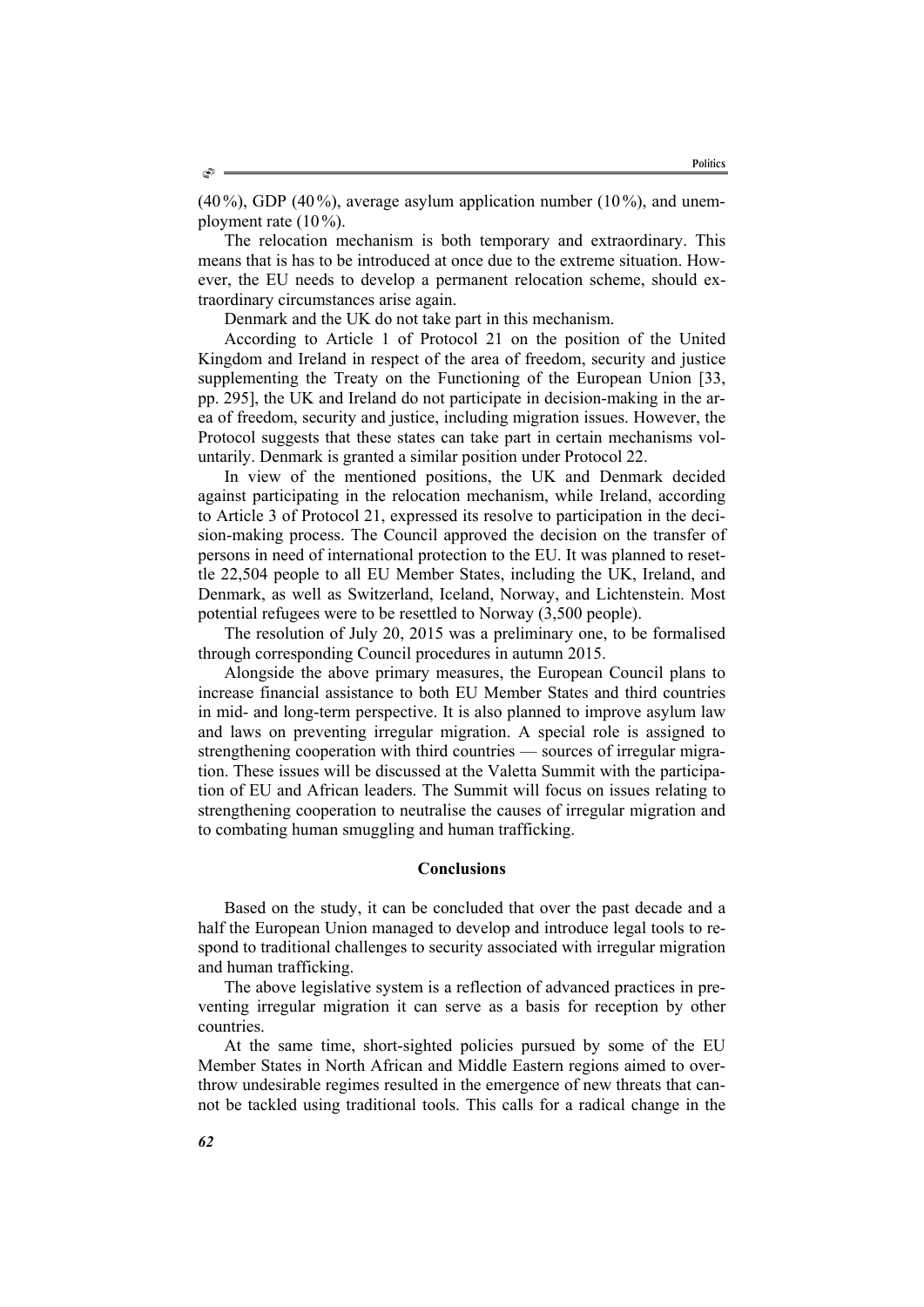(40 %), GDP (40 %), average asylum application number (10 %), and unemployment rate (10 %).

The relocation mechanism is both temporary and extraordinary. This means that is has to be introduced at once due to the extreme situation. However, the EU needs to develop a permanent relocation scheme, should extraordinary circumstances arise again.

Denmark and the UK do not take part in this mechanism.

According to Article 1 of Protocol 21 on the position of the United Kingdom and Ireland in respect of the area of freedom, security and justice supplementing the Treaty on the Functioning of the European Union [33, pp. 295], the UK and Ireland do not participate in decision-making in the area of freedom, security and justice, including migration issues. However, the Protocol suggests that these states can take part in certain mechanisms voluntarily. Denmark is granted a similar position under Protocol 22.

In view of the mentioned positions, the UK and Denmark decided against participating in the relocation mechanism, while Ireland, according to Article 3 of Protocol 21, expressed its resolve to participation in the decision-making process. The Council approved the decision on the transfer of persons in need of international protection to the EU. It was planned to resettle 22,504 people to all EU Member States, including the UK, Ireland, and Denmark, as well as Switzerland, Iceland, Norway, and Lichtenstein. Most potential refugees were to be resettled to Norway (3,500 people).

The resolution of July 20, 2015 was a preliminary one, to be formalised through corresponding Council procedures in autumn 2015.

Alongside the above primary measures, the European Council plans to increase financial assistance to both EU Member States and third countries in mid- and long-term perspective. It is also planned to improve asylum law and laws on preventing irregular migration. A special role is assigned to strengthening cooperation with third countries — sources of irregular migration. These issues will be discussed at the Valetta Summit with the participation of EU and African leaders. The Summit will focus on issues relating to strengthening cooperation to neutralise the causes of irregular migration and to combating human smuggling and human trafficking.

## Conclusions

Based on the study, it can be concluded that over the past decade and a half the European Union managed to develop and introduce legal tools to respond to traditional challenges to security associated with irregular migration and human trafficking.

The above legislative system is a reflection of advanced practices in preventing irregular migration it can serve as a basis for reception by other countries.

At the same time, short-sighted policies pursued by some of the EU Member States in North African and Middle Eastern regions aimed to overthrow undesirable regimes resulted in the emergence of new threats that cannot be tackled using traditional tools. This calls for a radical change in the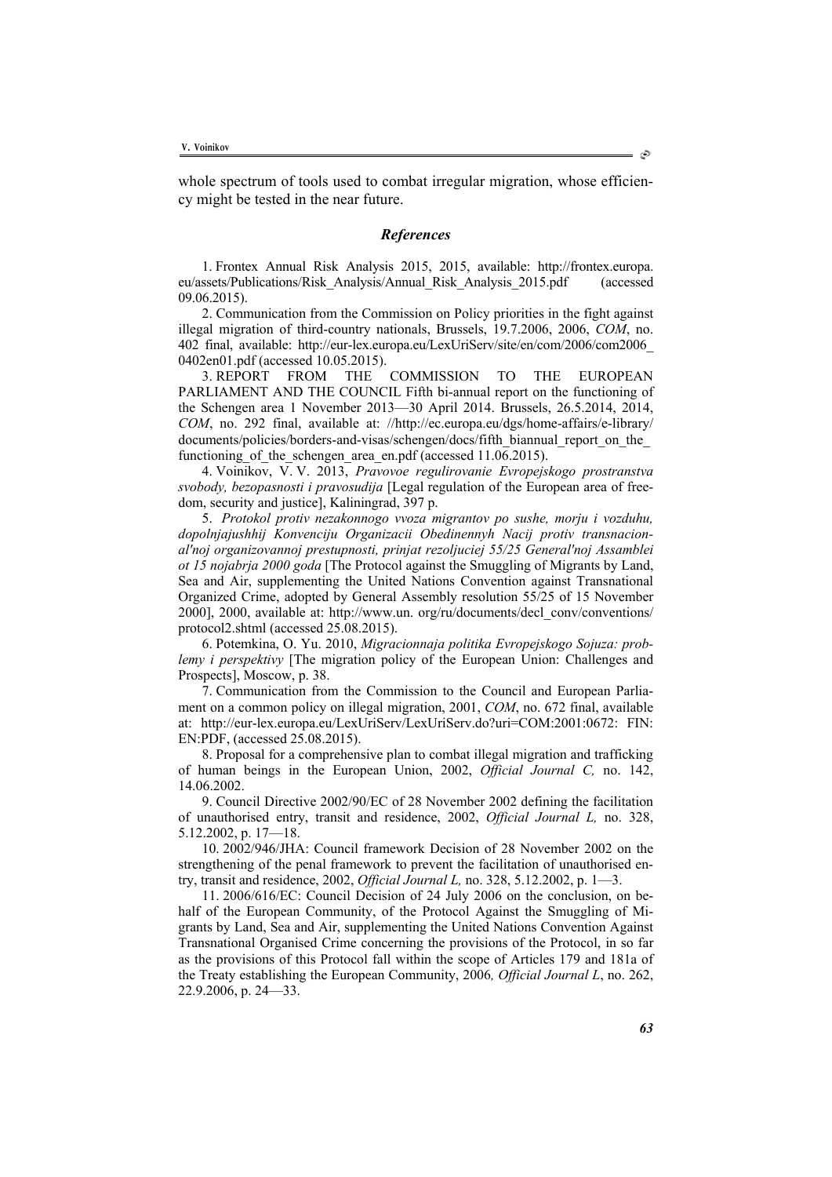whole spectrum of tools used to combat irregular migration, whose efficiency might be tested in the near future.

### *References*

1. Frontex Annual Risk Analysis 2015, 2015, available: http://frontex.europa.eu/assets/Publications/Risk_Analysis/Annual_Risk_Analysis_2015.pdf (accessed 09.06.2015).

2. Communication from the Commission on Policy priorities in the fight against illegal migration of third-country nationals, Brussels, 19.7.2006, 2006, *COM*, no. 402 final, available: http://eur-lex.europa.eu/LexUriServ/site/en/com/2006/com2006_0402en01.pdf (accessed 10.05.2015).

3. REPORT FROM THE COMMISSION TO THE EUROPEAN PARLIAMENT AND THE COUNCIL Fifth bi-annual report on the functioning of the Schengen area 1 November 2013—30 April 2014. Brussels, 26.5.2014, 2014, *COM*, no. 292 final, available at: //http://ec.europa.eu/dgs/home-affairs/e-library/documents/policies/borders-and-visas/schengen/docs/fifth_biannual_report_on_the_functioning_of_the_schengen_area_en.pdf (accessed 11.06.2015).

4. Voinikov, V. V. 2013, *Pravovoe regulirovanie Evropejskogo prostranstva svobody, bezopasnosti i pravosudija* [Legal regulation of the European area of freedom, security and justice], Kaliningrad, 397 p.

5. *Protokol protiv nezakonnogo vvoza migrantov po sushe, morju i vozduhu, dopolnjajushhij Konvenciju Organizacii Obedinennyh Nacij protiv transnacional'noj organizovannoj prestupnosti, prinjat rezoljuciej 55/25 General'noj Assamblei ot 15 nojabrja 2000 goda* [The Protocol against the Smuggling of Migrants by Land, Sea and Air, supplementing the United Nations Convention against Transnational Organized Crime, adopted by General Assembly resolution 55/25 of 15 November 2000], 2000, available at: http://www.un. org/ru/documents/decl_conv/conventions/protocol2.shtml (accessed 25.08.2015).

6. Potemkina, O. Yu. 2010, *Migracionnaja politika Evropejskogo Sojuza: problemy i perspektivy* [The migration policy of the European Union: Challenges and Prospects], Moscow, p. 38.

7. Communication from the Commission to the Council and European Parliament on a common policy on illegal migration, 2001, *COM*, no. 672 final, available at: http://eur-lex.europa.eu/LexUriServ/LexUriServ.do?uri=COM:2001:0672: FIN: EN:PDF, (accessed 25.08.2015).

8. Proposal for a comprehensive plan to combat illegal migration and trafficking of human beings in the European Union, 2002, *Official Journal C,* no. 142, 14.06.2002.

9. Council Directive 2002/90/EC of 28 November 2002 defining the facilitation of unauthorised entry, transit and residence, 2002, *Official Journal L,* no. 328, 5.12.2002, p. 17—18.

10. 2002/946/JHA: Council framework Decision of 28 November 2002 on the strengthening of the penal framework to prevent the facilitation of unauthorised entry, transit and residence, 2002, *Official Journal L,* no. 328, 5.12.2002, p. 1—3.

11. 2006/616/EC: Council Decision of 24 July 2006 on the conclusion, on behalf of the European Community, of the Protocol Against the Smuggling of Migrants by Land, Sea and Air, supplementing the United Nations Convention Against Transnational Organised Crime concerning the provisions of the Protocol, in so far as the provisions of this Protocol fall within the scope of Articles 179 and 181a of the Treaty establishing the European Community, 2006*, Official Journal L*, no. 262, 22.9.2006, p. 24—33.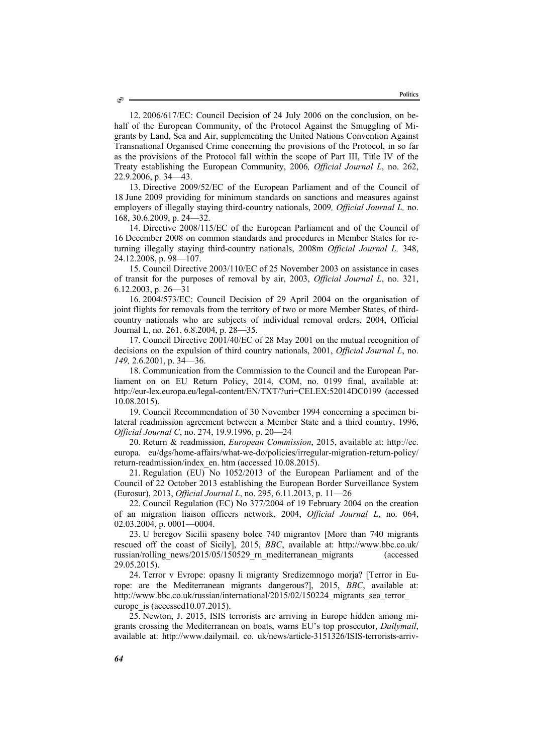12. 2006/617/EC: Council Decision of 24 July 2006 on the conclusion, on behalf of the European Community, of the Protocol Against the Smuggling of Migrants by Land, Sea and Air, supplementing the United Nations Convention Against Transnational Organised Crime concerning the provisions of the Protocol, in so far as the provisions of the Protocol fall within the scope of Part III, Title IV of the Treaty establishing the European Community, 2006*, Official Journal L*, no. 262, 22.9.2006, p. 34—43.

13. Directive 2009/52/EC of the European Parliament and of the Council of 18 June 2009 providing for minimum standards on sanctions and measures against employers of illegally staying third-country nationals, 2009*, Official Journal L,* no. 168, 30.6.2009, p. 24—32.

14. Directive 2008/115/EC of the European Parliament and of the Council of 16 December 2008 on common standards and procedures in Member States for returning illegally staying third-country nationals, 2008m *Official Journal L,* 348, 24.12.2008, p. 98—107.

15. Council Directive 2003/110/EC of 25 November 2003 on assistance in cases of transit for the purposes of removal by air, 2003, *Official Journal L*, no. 321, 6.12.2003, p. 26—31

16. 2004/573/EC: Council Decision of 29 April 2004 on the organisation of joint flights for removals from the territory of two or more Member States, of third-country nationals who are subjects of individual removal orders, 2004, Official Journal L, no. 261, 6.8.2004, p. 28—35.

17. Council Directive 2001/40/EC of 28 May 2001 on the mutual recognition of decisions on the expulsion of third country nationals, 2001, *Official Journal L*, no. *149,* 2.6.2001, p. 34—36.

18. Communication from the Commission to the Council and the European Parliament on on EU Return Policy, 2014, COM, no. 0199 final, available at: http://eur-lex.europa.eu/legal-content/EN/TXT/?uri=CELEX:52014DC0199 (accessed 10.08.2015).

19. Council Recommendation of 30 November 1994 concerning a specimen bilateral readmission agreement between a Member State and a third country, 1996, *Official Journal C*, no. 274, 19.9.1996, p. 20—24

20. Return & readmission, *European Commission*, 2015, available at: http://ec. europa. eu/dgs/home-affairs/what-we-do/policies/irregular-migration-return-policy/ return-readmission/index_en. htm (accessed 10.08.2015).

21. Regulation (EU) No 1052/2013 of the European Parliament and of the Council of 22 October 2013 establishing the European Border Surveillance System (Eurosur), 2013, *Official Journal L*, no. 295, 6.11.2013, p. 11—26

22. Council Regulation (EC) No 377/2004 of 19 February 2004 on the creation of an migration liaison officers network, 2004, *Official Journal L*, no. 064, 02.03.2004, p. 0001—0004.

23. U beregov Sicilii spaseny bolee 740 migrantov [More than 740 migrants rescued off the coast of Sicily], 2015, *BBC*, available at: http://www.bbc.co.uk/ russian/rolling_news/2015/05/150529_rn_mediterranean_migrants (accessed 29.05.2015).

24. Terror v Evrope: opasny li migranty Sredizemnogo morja? [Terror in Europe: are the Mediterranean migrants dangerous?], 2015, *BBC*, available at: http://www.bbc.co.uk/russian/international/2015/02/150224_migrants_sea_terror_ europe_is (accessed10.07.2015).

25. Newton, J. 2015, ISIS terrorists are arriving in Europe hidden among migrants crossing the Mediterranean on boats, warns EU's top prosecutor, *Dailymail*, available at: http://www.dailymail. co. uk/news/article-3151326/ISIS-terrorists-arriv-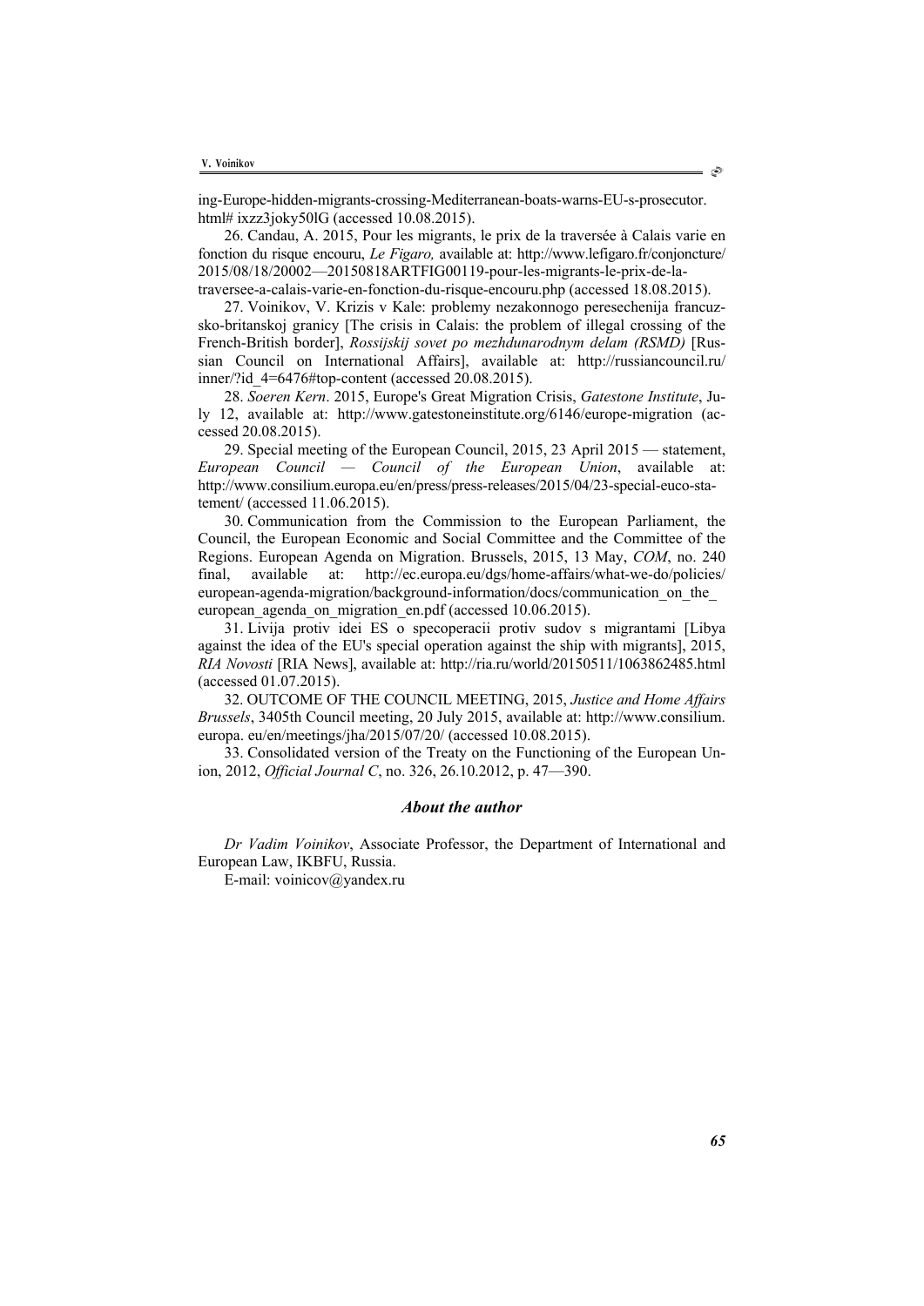ing-Europe-hidden-migrants-crossing-Mediterranean-boats-warns-EU-s-prosecutor. html# ixzz3joky50lG (accessed 10.08.2015).

26. Candau, A. 2015, Pour les migrants, le prix de la traversée à Calais varie en fonction du risque encouru, *Le Figaro,* available at: http://www.lefigaro.fr/conjoncture/ 2015/08/18/20002—20150818ARTFIG00119-pour-les-migrants-le-prix-de-la-traversee-a-calais-varie-en-fonction-du-risque-encouru.php (accessed 18.08.2015).

27. Voinikov, V. Krizis v Kale: problemy nezakonnogo peresechenija francuzsko-britanskoj granicy [The crisis in Calais: the problem of illegal crossing of the French-British border], *Rossijskij sovet po mezhdunarodnym delam (RSMD)* [Russian Council on International Affairs], available at: http://russiancouncil.ru/ inner/?id_4=6476#top-content (accessed 20.08.2015).

28. *Soeren Kern*. 2015, Europe's Great Migration Crisis, *Gatestone Institute*, July 12, available at: http://www.gatestoneinstitute.org/6146/europe-migration (accessed 20.08.2015).

29. Special meeting of the European Council, 2015, 23 April 2015 — statement, *European Council — Council of the European Union*, available at: http://www.consilium.europa.eu/en/press/press-releases/2015/04/23-special-euco-statement/ (accessed 11.06.2015).

30. Communication from the Commission to the European Parliament, the Council, the European Economic and Social Committee and the Committee of the Regions. European Agenda on Migration. Brussels, 2015, 13 May, *COM*, no. 240 final, available at: http://ec.europa.eu/dgs/home-affairs/what-we-do/policies/ european-agenda-migration/background-information/docs/communication_on_the_ european_agenda_on_migration_en.pdf (accessed 10.06.2015).

31. Livija protiv idei ES o specoperacii protiv sudov s migrantami [Libya against the idea of the EU's special operation against the ship with migrants], 2015, *RIA Novosti* [RIA News], available at: http://ria.ru/world/20150511/1063862485.html (accessed 01.07.2015).

32. OUTCOME OF THE COUNCIL MEETING, 2015, *Justice and Home Affairs Brussels*, 3405th Council meeting, 20 July 2015, available at: http://www.consilium. europa. eu/en/meetings/jha/2015/07/20/ (accessed 10.08.2015).

33. Consolidated version of the Treaty on the Functioning of the European Union, 2012, *Official Journal C*, no. 326, 26.10.2012, p. 47—390.

### *About the author*

*Dr Vadim Voinikov*, Associate Professor, the Department of International and European Law, IKBFU, Russia.

E-mail: voinicov@yandex.ru